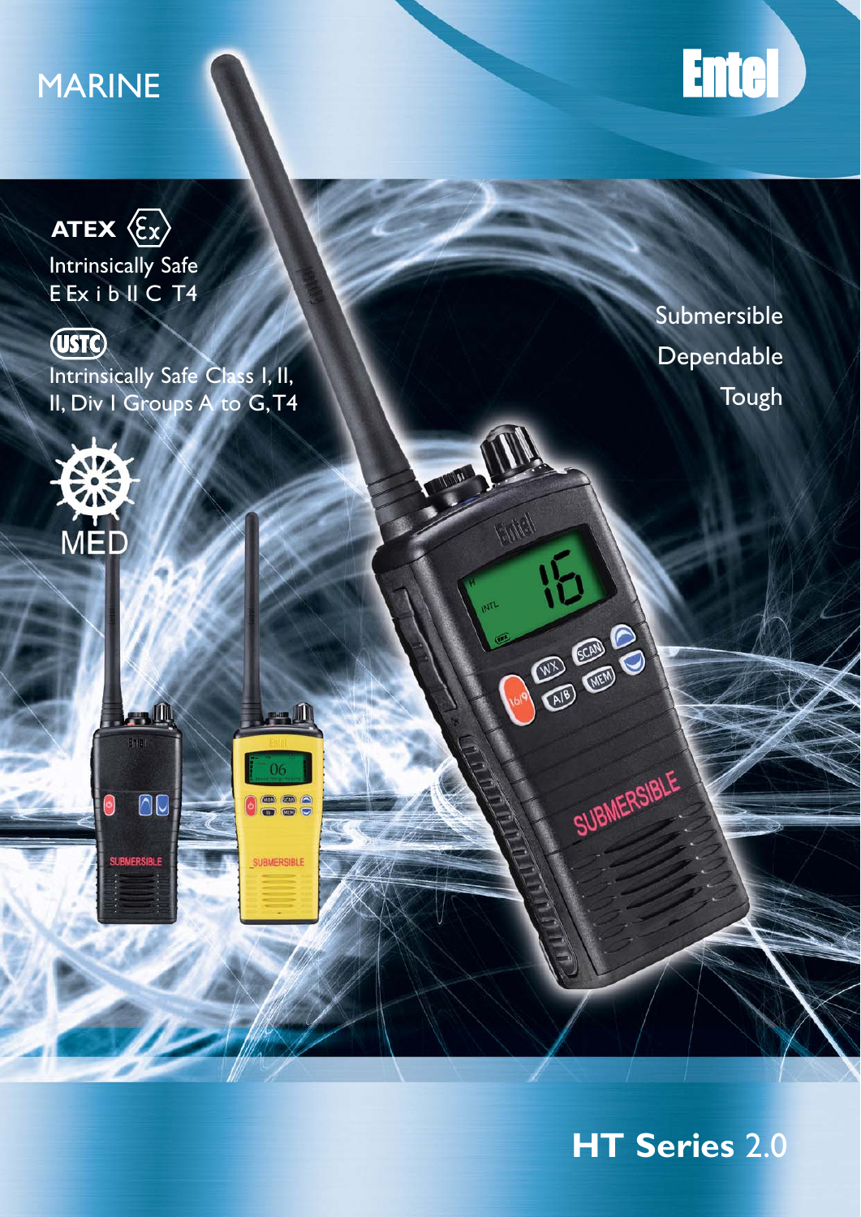MARINE

Entel

ATEX

Intrinsically Safe
E Ex i b II C T4

USTC

Intrinsically Safe Class I, II,
II, Div I Groups A to G, T4

MED

Submersible

Dependable

Tough

# HT Series 2.0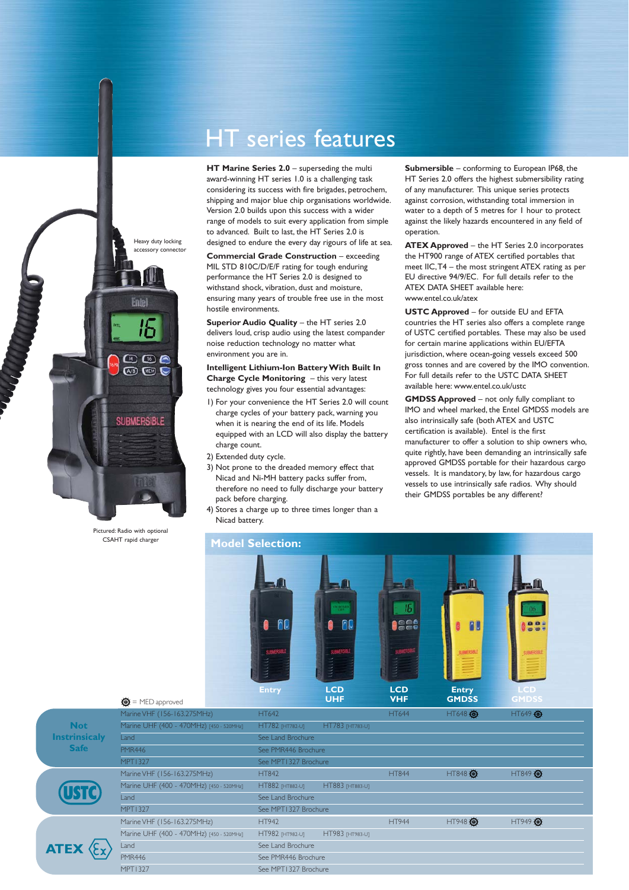# HT series features

Heavy duty locking accessory connector

Pictured: Radio with optional CSAHT rapid charger

**HT Marine Series 2.0** – superseding the multi award-winning HT series 1.0 is a challenging task considering its success with fire brigades, petrochem, shipping and major blue chip organisations worldwide. Version 2.0 builds upon this success with a wider range of models to suit every application from simple to advanced. Built to last, the HT Series 2.0 is designed to endure the every day rigours of life at sea.

**Commercial Grade Construction** – exceeding MIL STD 810C/D/E/F rating for tough enduring performance the HT Series 2.0 is designed to withstand shock, vibration, dust and moisture, ensuring many years of trouble free use in the most hostile environments.

**Superior Audio Quality** – the HT series 2.0 delivers loud, crisp audio using the latest compander noise reduction technology no matter what environment you are in.

**Intelligent Lithium-Ion Battery With Built In Charge Cycle Monitoring** – this very latest technology gives you four essential advantages:

1) For your convenience the HT Series 2.0 will count charge cycles of your battery pack, warning you when it is nearing the end of its life. Models equipped with an LCD will also display the battery charge count.
2) Extended duty cycle.
3) Not prone to the dreaded memory effect that Nicad and Ni-MH battery packs suffer from, therefore no need to fully discharge your battery pack before charging.
4) Stores a charge up to three times longer than a Nicad battery.

**Submersible** – conforming to European IP68, the HT Series 2.0 offers the highest submersibility rating of any manufacturer. This unique series protects against corrosion, withstanding total immersion in water to a depth of 5 metres for 1 hour to protect against the likely hazards encountered in any field of operation.

**ATEX Approved** – the HT Series 2.0 incorporates the HT900 range of ATEX certified portables that meet IIC, T4 – the most stringent ATEX rating as per EU directive 94/9/EC. For full details refer to the ATEX DATA SHEET available here: www.entel.co.uk/atex

**USTC Approved** – for outside EU and EFTA countries the HT series also offers a complete range of USTC certified portables. These may also be used for certain marine applications within EU/EFTA jurisdiction, where ocean-going vessels exceed 500 gross tonnes and are covered by the IMO convention. For full details refer to the USTC DATA SHEET available here: www.entel.co.uk/ustc

**GMDSS Approved** – not only fully compliant to IMO and wheel marked, the Entel GMDSS models are also intrinsically safe (both ATEX and USTC certification is available). Entel is the first manufacturer to offer a solution to ship owners who, quite rightly, have been demanding an intrinsically safe approved GMDSS portable for their hazardous cargo vessels. It is mandatory, by law, for hazardous cargo vessels to use intrinsically safe radios. Why should their GMDSS portables be any different?

## Model Selection:

⚙ = MED approved

| | | Entry | LCD UHF | LCD VHF | Entry GMDSS | LCD GMDSS |
|---|---|---|---|---|---|---|
| Not Instrinsicaly Safe | Marine VHF (156-163.275MHz) | HT642 | | HT644 | HT648 ⚙ | HT649 ⚙ |
| | Marine UHF (400 - 470MHz) [450 - 520MHz] | HT782 [HT782-U] | HT783 [HT783-U] | | | |
| | Land | See Land Brochure | | | | |
| | PMR446 | See PMR446 Brochure | | | | |
| | MPT1327 | See MPT1327 Brochure | | | | |
| USTC | Marine VHF (156-163.275MHz) | HT842 | | HT844 | HT848 ⚙ | HT849 ⚙ |
| | Marine UHF (400 - 470MHz) [450 - 520MHz] | HT882 [HT882-U] | HT883 [HT883-U] | | | |
| | Land | See Land Brochure | | | | |
| | MPT1327 | See MPT1327 Brochure | | | | |
| ATEX | Marine VHF (156-163.275MHz) | HT942 | | HT944 | HT948 ⚙ | HT949 ⚙ |
| | Marine UHF (400 - 470MHz) [450 - 520MHz] | HT982 [HT982-U] | HT983 [HT983-U] | | | |
| | Land | See Land Brochure | | | | |
| | PMR446 | See PMR446 Brochure | | | | |
| | MPT1327 | See MPT1327 Brochure | | | | |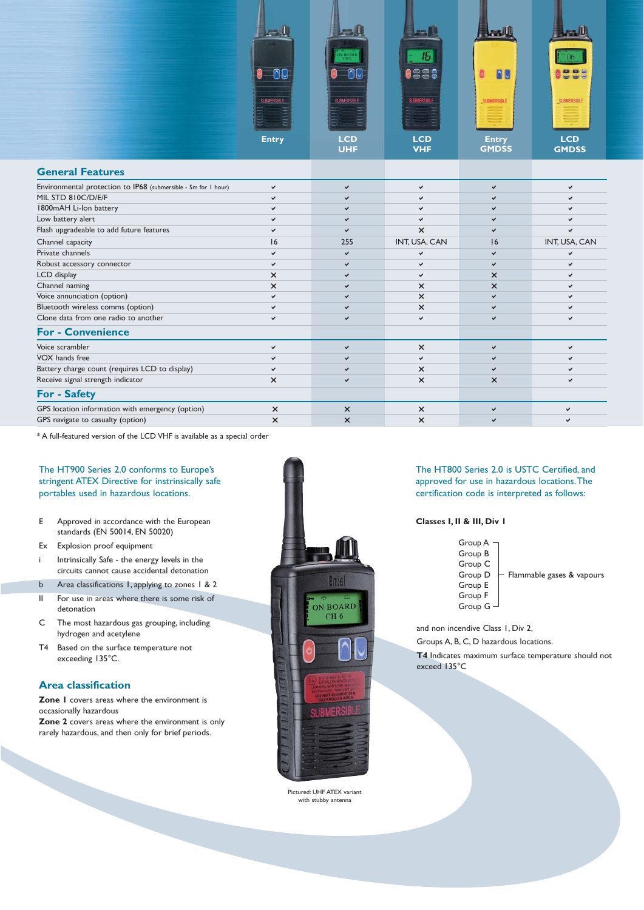| | Entry | LCD UHF | LCD VHF | Entry GMDSS | LCD GMDSS |
|---|---|---|---|---|---|
| **General Features** | | | | | |
| Environmental protection to IP68 (submersible - 5m for 1 hour) | ✓ | ✓ | ✓ | ✓ | ✓ |
| MIL STD 810C/D/E/F | ✓ | ✓ | ✓ | ✓ | ✓ |
| 1800mAH Li-Ion battery | ✓ | ✓ | ✓ | ✓ | ✓ |
| Low battery alert | ✓ | ✓ | ✓ | ✓ | ✓ |
| Flash upgradeable to add future features | ✓ | ✓ | ✕ | ✓ | ✓ |
| Channel capacity | 16 | 255 | INT, USA, CAN | 16 | INT, USA, CAN |
| Private channels | ✓ | ✓ | ✓ | ✓ | ✓ |
| Robust accessory connector | ✓ | ✓ | ✓ | ✓ | ✓ |
| LCD display | ✕ | ✓ | ✓ | ✕ | ✓ |
| Channel naming | ✕ | ✓ | ✕ | ✕ | ✓ |
| Voice annunciation (option) | ✓ | ✓ | ✕ | ✓ | ✓ |
| Bluetooth wireless comms (option) | ✓ | ✓ | ✕ | ✓ | ✓ |
| Clone data from one radio to another | ✓ | ✓ | ✓ | ✓ | ✓ |
| **For - Convenience** | | | | | |
| Voice scrambler | ✓ | ✓ | ✕ | ✓ | ✓ |
| VOX hands free | ✓ | ✓ | ✓ | ✓ | ✓ |
| Battery charge count (requires LCD to display) | ✓ | ✓ | ✕ | ✓ | ✓ |
| Receive signal strength indicator | ✕ | ✓ | ✕ | ✕ | ✓ |
| **For - Safety** | | | | | |
| GPS location information with emergency (option) | ✕ | ✕ | ✕ | ✓ | ✓ |
| GPS navigate to casualty (option) | ✕ | ✕ | ✕ | ✓ | ✓ |

* A full-featured version of the LCD VHF is available as a special order

The HT900 Series 2.0 conforms to Europe's stringent ATEX Directive for instrinsically safe portables used in hazardous locations.

- E — Approved in accordance with the European standards (EN 50014, EN 50020)
- Ex — Explosion proof equipment
- i — Intrinsically Safe - the energy levels in the circuits cannot cause accidental detonation
- b — Area classifications 1, applying to zones 1 & 2
- II — For use in areas where there is some risk of detonation
- C — The most hazardous gas grouping, including hydrogen and acetylene
- T4 — Based on the surface temperature not exceeding 135°C.

## Area classification

**Zone 1** covers areas where the environment is occasionally hazardous
**Zone 2** covers areas where the environment is only rarely hazardous, and then only for brief periods.

Pictured: UHF ATEX variant with stubby antenna

The HT800 Series 2.0 is USTC Certified, and approved for use in hazardous locations. The certification code is interpreted as follows:

**Classes I, II & III, Div 1**

Group A, Group B, Group C, Group D, Group E, Group F, Group G — Flammable gases & vapours

and non incendive Class 1, Div 2,

Groups A, B, C, D hazardous locations.

**T4** Indicates maximum surface temperature should not exceed 135°C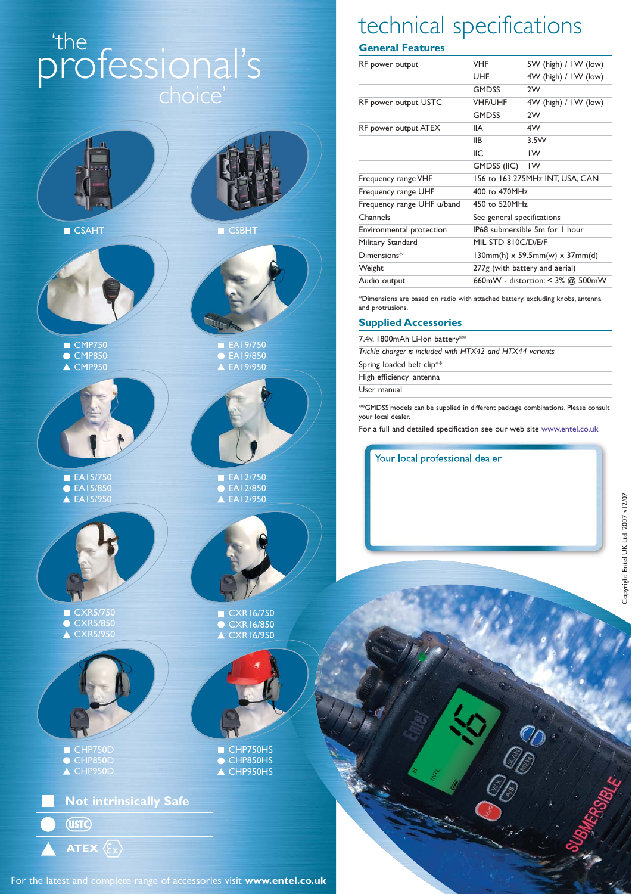# 'the professional's choice'

■ CSAHT

■ CSBHT

■ CMP750
● CMP850
▲ CMP950

■ EA19/750
● EA19/850
▲ EA19/950

■ EA15/750
● EA15/850
▲ EA15/950

■ EA12/750
● EA12/850
▲ EA12/950

■ CXR5/750
● CXR5/850
▲ CXR5/950

■ CXR16/750
● CXR16/850
▲ CXR16/950

■ CHP750D
● CHP850D
▲ CHP950D

■ CHP750HS
● CHP850HS
▲ CHP950HS

■ **Not intrinsically Safe**

● USTC

▲ ATEX

For the latest and complete range of accessories visit **www.entel.co.uk**

# technical specifications

## General Features

| | | |
|---|---|---|
| RF power output | VHF | 5W (high) / 1W (low) |
| | UHF | 4W (high) / 1W (low) |
| | GMDSS | 2W |
| RF power output USTC | VHF/UHF | 4W (high) / 1W (low) |
| | GMDSS | 2W |
| RF power output ATEX | IIA | 4W |
| | IIB | 3.5W |
| | IIC | 1W |
| | GMDSS (IIC) | 1W |
| Frequency range VHF | 156 to 163.275MHz INT, USA, CAN | |
| Frequency range UHF | 400 to 470MHz | |
| Frequency range UHF u/band | 450 to 520MHz | |
| Channels | See general specifications | |
| Environmental protection | IP68 submersible 5m for 1 hour | |
| Military Standard | MIL STD 810C/D/E/F | |
| Dimensions* | 130mm(h) x 59.5mm(w) x 37mm(d) | |
| Weight | 277g (with battery and aerial) | |
| Audio output | 660mW - distortion: < 3% @ 500mW | |

*Dimensions are based on radio with attached battery, excluding knobs, antenna and protrusions.

## Supplied Accessories

- 7.4v, 1800mAh Li-Ion battery**
- *Trickle charger is included with HTX42 and HTX44 variants*
- Spring loaded belt clip**
- High efficiency antenna
- User manual

**GMDSS models can be supplied in different package combinations. Please consult your local dealer.

For a full and detailed specification see our web site www.entel.co.uk

Your local professional dealer

Copyright Entel UK Ltd. 2007 v12/07